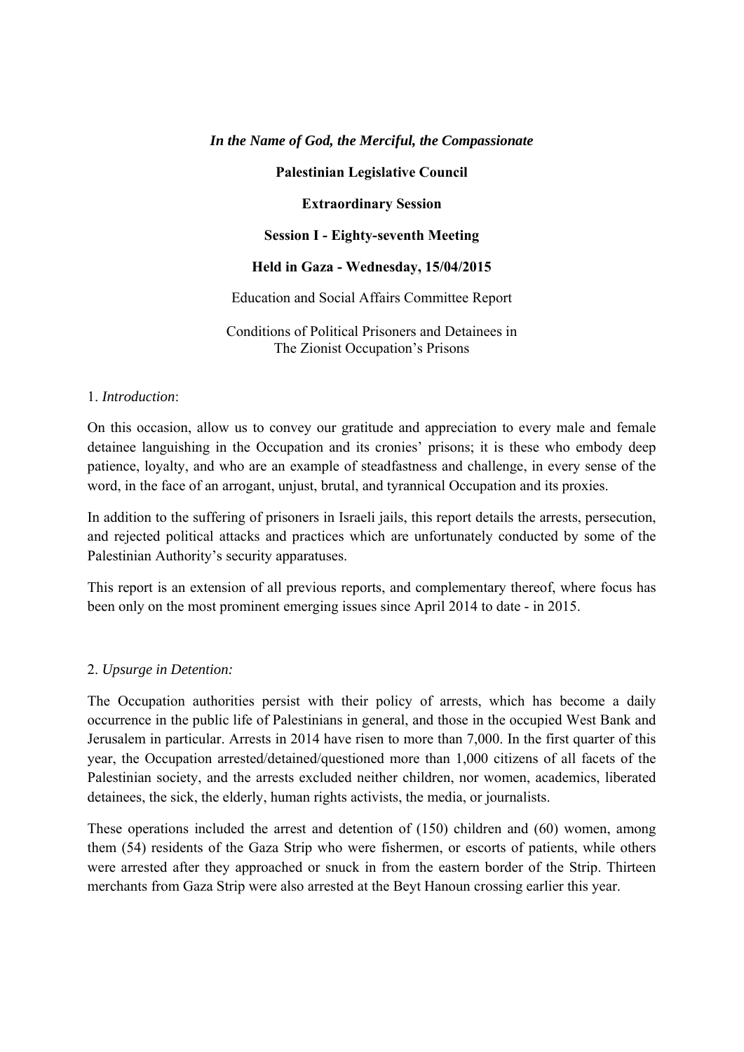***In the Name of God, the Merciful, the Compassionate***

**Palestinian Legislative Council**

**Extraordinary Session**

**Session I - Eighty-seventh Meeting**

**Held in Gaza - Wednesday, 15/04/2015**

Education and Social Affairs Committee Report

Conditions of Political Prisoners and Detainees in
The Zionist Occupation's Prisons

## 1. *Introduction*:

On this occasion, allow us to convey our gratitude and appreciation to every male and female detainee languishing in the Occupation and its cronies' prisons; it is these who embody deep patience, loyalty, and who are an example of steadfastness and challenge, in every sense of the word, in the face of an arrogant, unjust, brutal, and tyrannical Occupation and its proxies.

In addition to the suffering of prisoners in Israeli jails, this report details the arrests, persecution, and rejected political attacks and practices which are unfortunately conducted by some of the Palestinian Authority's security apparatuses.

This report is an extension of all previous reports, and complementary thereof, where focus has been only on the most prominent emerging issues since April 2014 to date - in 2015.

## 2. *Upsurge in Detention:*

The Occupation authorities persist with their policy of arrests, which has become a daily occurrence in the public life of Palestinians in general, and those in the occupied West Bank and Jerusalem in particular. Arrests in 2014 have risen to more than 7,000. In the first quarter of this year, the Occupation arrested/detained/questioned more than 1,000 citizens of all facets of the Palestinian society, and the arrests excluded neither children, nor women, academics, liberated detainees, the sick, the elderly, human rights activists, the media, or journalists.

These operations included the arrest and detention of (150) children and (60) women, among them (54) residents of the Gaza Strip who were fishermen, or escorts of patients, while others were arrested after they approached or snuck in from the eastern border of the Strip. Thirteen merchants from Gaza Strip were also arrested at the Beyt Hanoun crossing earlier this year.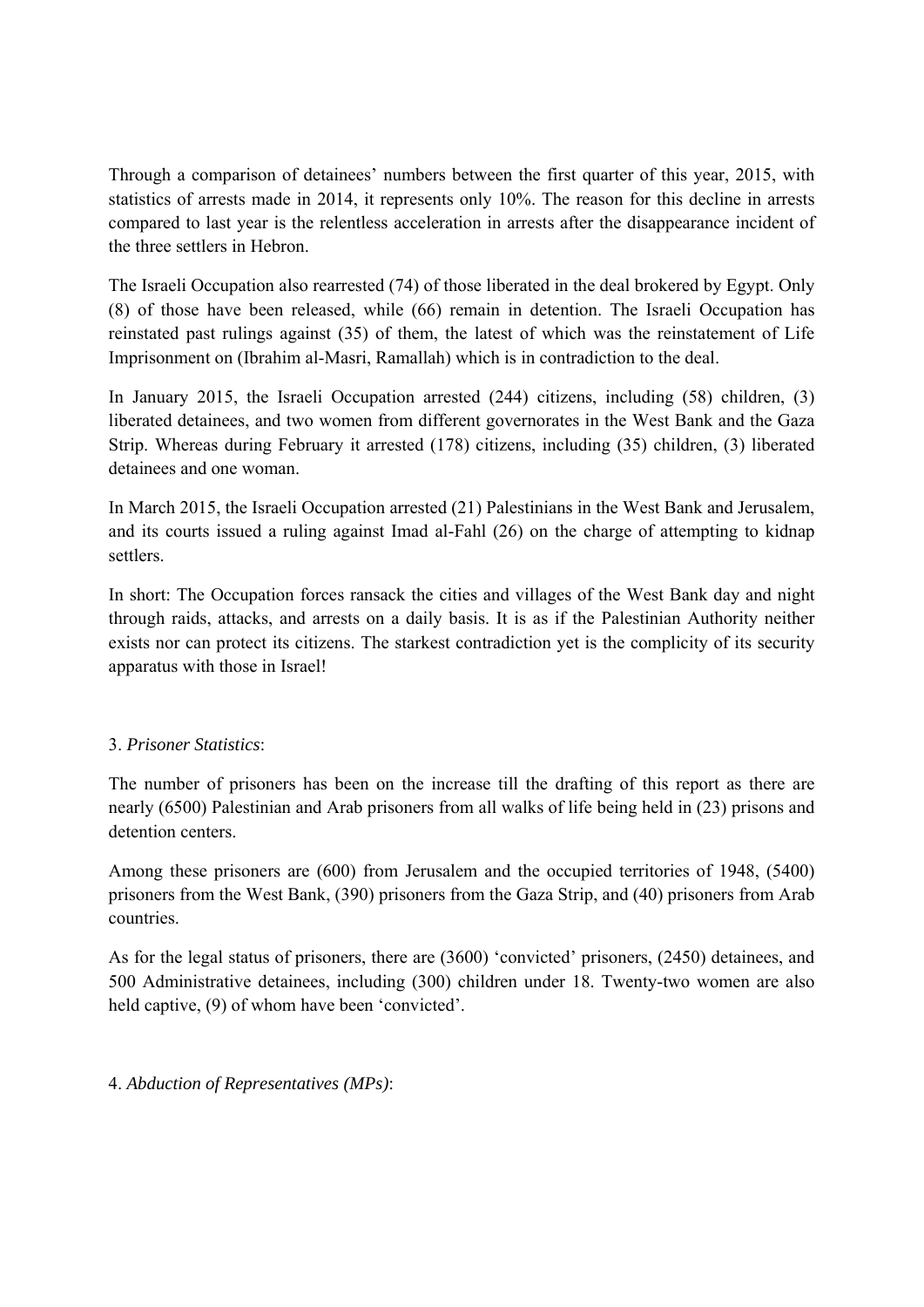Through a comparison of detainees' numbers between the first quarter of this year, 2015, with statistics of arrests made in 2014, it represents only 10%. The reason for this decline in arrests compared to last year is the relentless acceleration in arrests after the disappearance incident of the three settlers in Hebron.

The Israeli Occupation also rearrested (74) of those liberated in the deal brokered by Egypt. Only (8) of those have been released, while (66) remain in detention. The Israeli Occupation has reinstated past rulings against (35) of them, the latest of which was the reinstatement of Life Imprisonment on (Ibrahim al-Masri, Ramallah) which is in contradiction to the deal.

In January 2015, the Israeli Occupation arrested (244) citizens, including (58) children, (3) liberated detainees, and two women from different governorates in the West Bank and the Gaza Strip. Whereas during February it arrested (178) citizens, including (35) children, (3) liberated detainees and one woman.

In March 2015, the Israeli Occupation arrested (21) Palestinians in the West Bank and Jerusalem, and its courts issued a ruling against Imad al-Fahl (26) on the charge of attempting to kidnap settlers.

In short: The Occupation forces ransack the cities and villages of the West Bank day and night through raids, attacks, and arrests on a daily basis. It is as if the Palestinian Authority neither exists nor can protect its citizens. The starkest contradiction yet is the complicity of its security apparatus with those in Israel!

3. *Prisoner Statistics*:

The number of prisoners has been on the increase till the drafting of this report as there are nearly (6500) Palestinian and Arab prisoners from all walks of life being held in (23) prisons and detention centers.

Among these prisoners are (600) from Jerusalem and the occupied territories of 1948, (5400) prisoners from the West Bank, (390) prisoners from the Gaza Strip, and (40) prisoners from Arab countries.

As for the legal status of prisoners, there are (3600) 'convicted' prisoners, (2450) detainees, and 500 Administrative detainees, including (300) children under 18. Twenty-two women are also held captive, (9) of whom have been 'convicted'.

4. *Abduction of Representatives (MPs)*: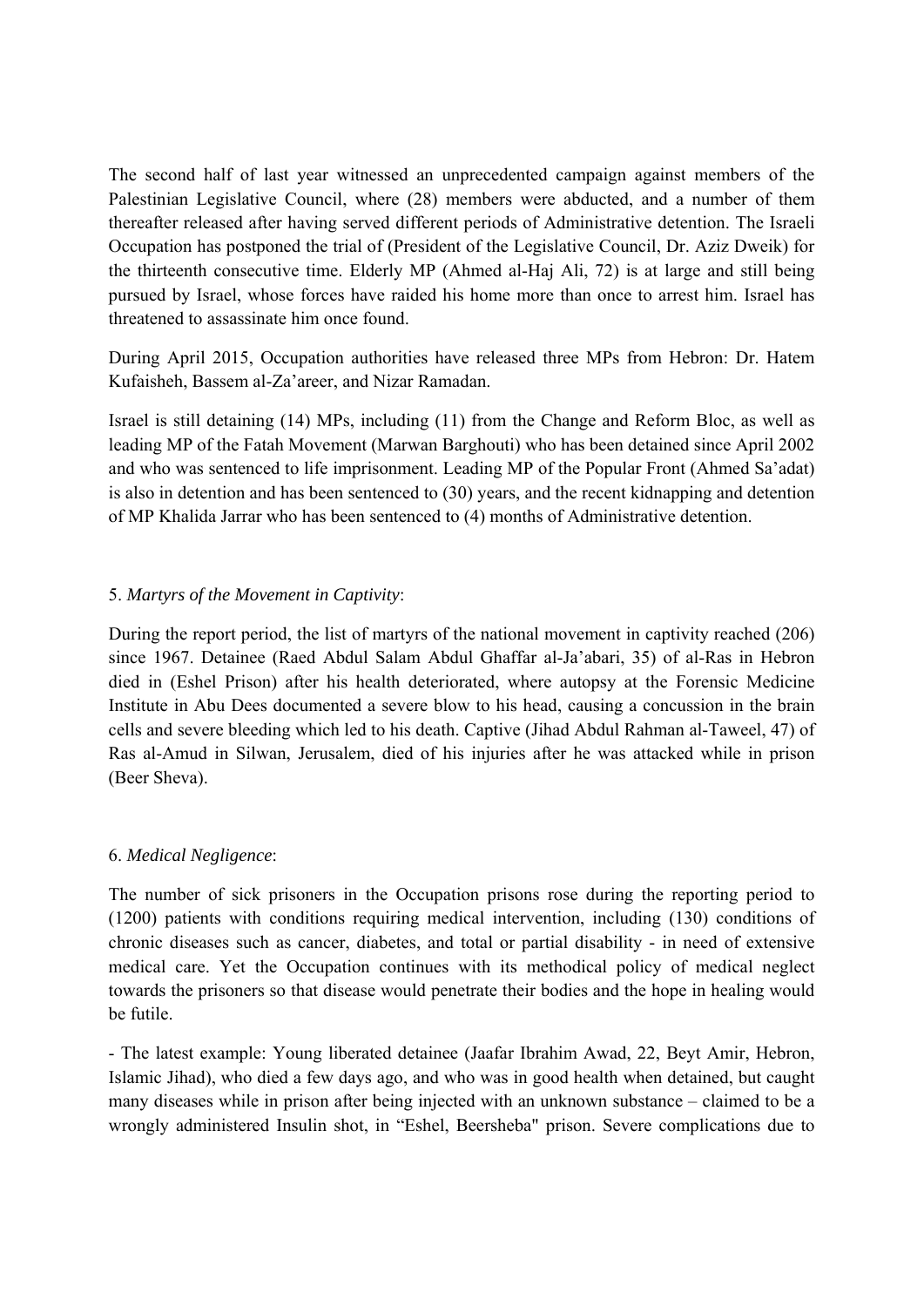The second half of last year witnessed an unprecedented campaign against members of the Palestinian Legislative Council, where (28) members were abducted, and a number of them thereafter released after having served different periods of Administrative detention. The Israeli Occupation has postponed the trial of (President of the Legislative Council, Dr. Aziz Dweik) for the thirteenth consecutive time. Elderly MP (Ahmed al-Haj Ali, 72) is at large and still being pursued by Israel, whose forces have raided his home more than once to arrest him. Israel has threatened to assassinate him once found.

During April 2015, Occupation authorities have released three MPs from Hebron: Dr. Hatem Kufaisheh, Bassem al-Za'areer, and Nizar Ramadan.

Israel is still detaining (14) MPs, including (11) from the Change and Reform Bloc, as well as leading MP of the Fatah Movement (Marwan Barghouti) who has been detained since April 2002 and who was sentenced to life imprisonment. Leading MP of the Popular Front (Ahmed Sa'adat) is also in detention and has been sentenced to (30) years, and the recent kidnapping and detention of MP Khalida Jarrar who has been sentenced to (4) months of Administrative detention.

5. *Martyrs of the Movement in Captivity*:

During the report period, the list of martyrs of the national movement in captivity reached (206) since 1967. Detainee (Raed Abdul Salam Abdul Ghaffar al-Ja'abari, 35) of al-Ras in Hebron died in (Eshel Prison) after his health deteriorated, where autopsy at the Forensic Medicine Institute in Abu Dees documented a severe blow to his head, causing a concussion in the brain cells and severe bleeding which led to his death. Captive (Jihad Abdul Rahman al-Taweel, 47) of Ras al-Amud in Silwan, Jerusalem, died of his injuries after he was attacked while in prison (Beer Sheva).

6. *Medical Negligence*:

The number of sick prisoners in the Occupation prisons rose during the reporting period to (1200) patients with conditions requiring medical intervention, including (130) conditions of chronic diseases such as cancer, diabetes, and total or partial disability - in need of extensive medical care. Yet the Occupation continues with its methodical policy of medical neglect towards the prisoners so that disease would penetrate their bodies and the hope in healing would be futile.

- The latest example: Young liberated detainee (Jaafar Ibrahim Awad, 22, Beyt Amir, Hebron, Islamic Jihad), who died a few days ago, and who was in good health when detained, but caught many diseases while in prison after being injected with an unknown substance – claimed to be a wrongly administered Insulin shot, in "Eshel, Beersheba" prison. Severe complications due to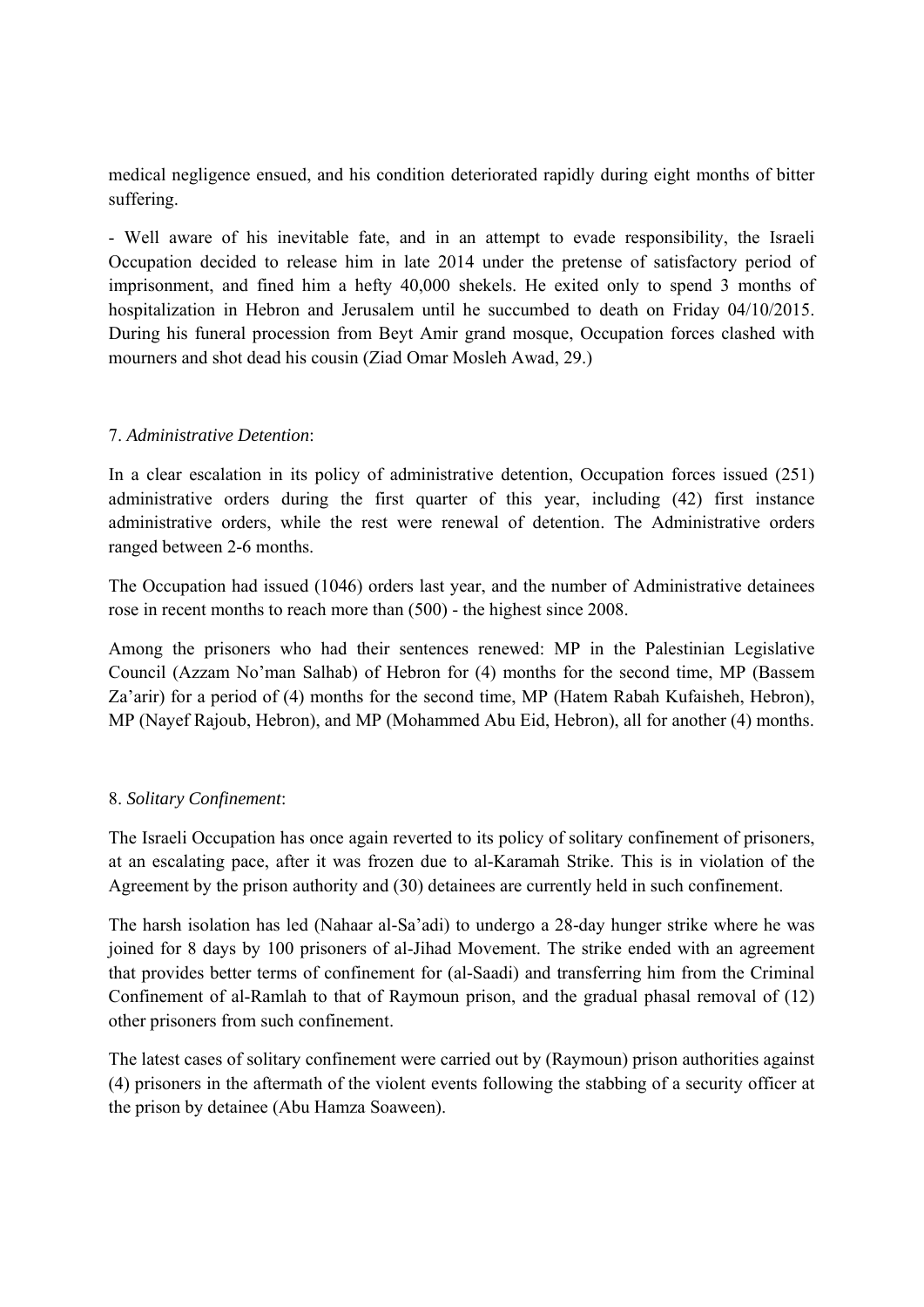medical negligence ensued, and his condition deteriorated rapidly during eight months of bitter suffering.

- Well aware of his inevitable fate, and in an attempt to evade responsibility, the Israeli Occupation decided to release him in late 2014 under the pretense of satisfactory period of imprisonment, and fined him a hefty 40,000 shekels. He exited only to spend 3 months of hospitalization in Hebron and Jerusalem until he succumbed to death on Friday 04/10/2015. During his funeral procession from Beyt Amir grand mosque, Occupation forces clashed with mourners and shot dead his cousin (Ziad Omar Mosleh Awad, 29.)

7. *Administrative Detention*:

In a clear escalation in its policy of administrative detention, Occupation forces issued (251) administrative orders during the first quarter of this year, including (42) first instance administrative orders, while the rest were renewal of detention. The Administrative orders ranged between 2-6 months.

The Occupation had issued (1046) orders last year, and the number of Administrative detainees rose in recent months to reach more than (500) - the highest since 2008.

Among the prisoners who had their sentences renewed: MP in the Palestinian Legislative Council (Azzam No'man Salhab) of Hebron for (4) months for the second time, MP (Bassem Za'arir) for a period of (4) months for the second time, MP (Hatem Rabah Kufaisheh, Hebron), MP (Nayef Rajoub, Hebron), and MP (Mohammed Abu Eid, Hebron), all for another (4) months.

8. *Solitary Confinement*:

The Israeli Occupation has once again reverted to its policy of solitary confinement of prisoners, at an escalating pace, after it was frozen due to al-Karamah Strike. This is in violation of the Agreement by the prison authority and (30) detainees are currently held in such confinement.

The harsh isolation has led (Nahaar al-Sa'adi) to undergo a 28-day hunger strike where he was joined for 8 days by 100 prisoners of al-Jihad Movement. The strike ended with an agreement that provides better terms of confinement for (al-Saadi) and transferring him from the Criminal Confinement of al-Ramlah to that of Raymoun prison, and the gradual phasal removal of (12) other prisoners from such confinement.

The latest cases of solitary confinement were carried out by (Raymoun) prison authorities against (4) prisoners in the aftermath of the violent events following the stabbing of a security officer at the prison by detainee (Abu Hamza Soaween).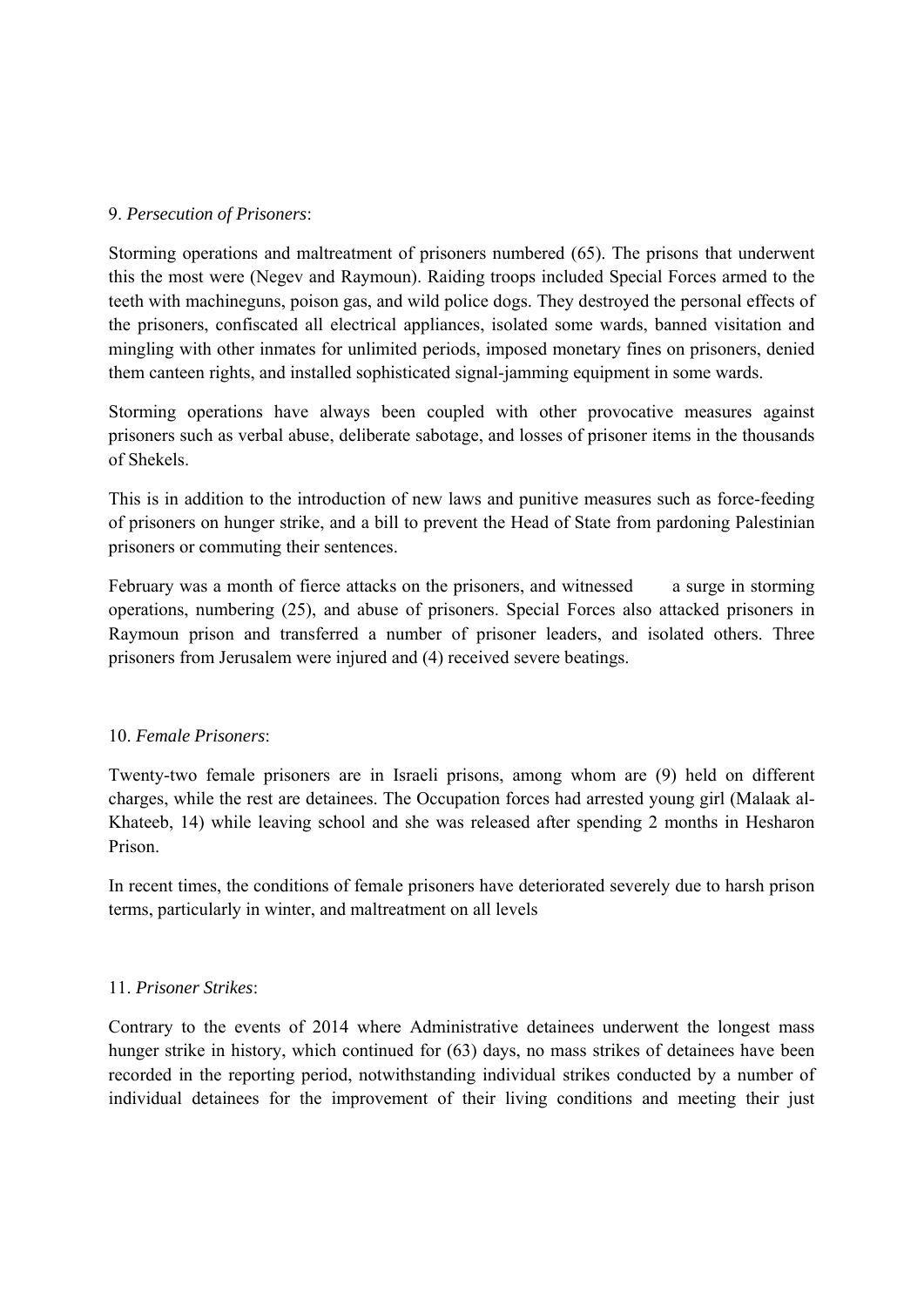9. *Persecution of Prisoners*:

Storming operations and maltreatment of prisoners numbered (65). The prisons that underwent this the most were (Negev and Raymoun). Raiding troops included Special Forces armed to the teeth with machineguns, poison gas, and wild police dogs. They destroyed the personal effects of the prisoners, confiscated all electrical appliances, isolated some wards, banned visitation and mingling with other inmates for unlimited periods, imposed monetary fines on prisoners, denied them canteen rights, and installed sophisticated signal-jamming equipment in some wards.

Storming operations have always been coupled with other provocative measures against prisoners such as verbal abuse, deliberate sabotage, and losses of prisoner items in the thousands of Shekels.

This is in addition to the introduction of new laws and punitive measures such as force-feeding of prisoners on hunger strike, and a bill to prevent the Head of State from pardoning Palestinian prisoners or commuting their sentences.

February was a month of fierce attacks on the prisoners, and witnessed a surge in storming operations, numbering (25), and abuse of prisoners. Special Forces also attacked prisoners in Raymoun prison and transferred a number of prisoner leaders, and isolated others. Three prisoners from Jerusalem were injured and (4) received severe beatings.

10. *Female Prisoners*:

Twenty-two female prisoners are in Israeli prisons, among whom are (9) held on different charges, while the rest are detainees. The Occupation forces had arrested young girl (Malaak al-Khateeb, 14) while leaving school and she was released after spending 2 months in Hesharon Prison.

In recent times, the conditions of female prisoners have deteriorated severely due to harsh prison terms, particularly in winter, and maltreatment on all levels

11. *Prisoner Strikes*:

Contrary to the events of 2014 where Administrative detainees underwent the longest mass hunger strike in history, which continued for (63) days, no mass strikes of detainees have been recorded in the reporting period, notwithstanding individual strikes conducted by a number of individual detainees for the improvement of their living conditions and meeting their just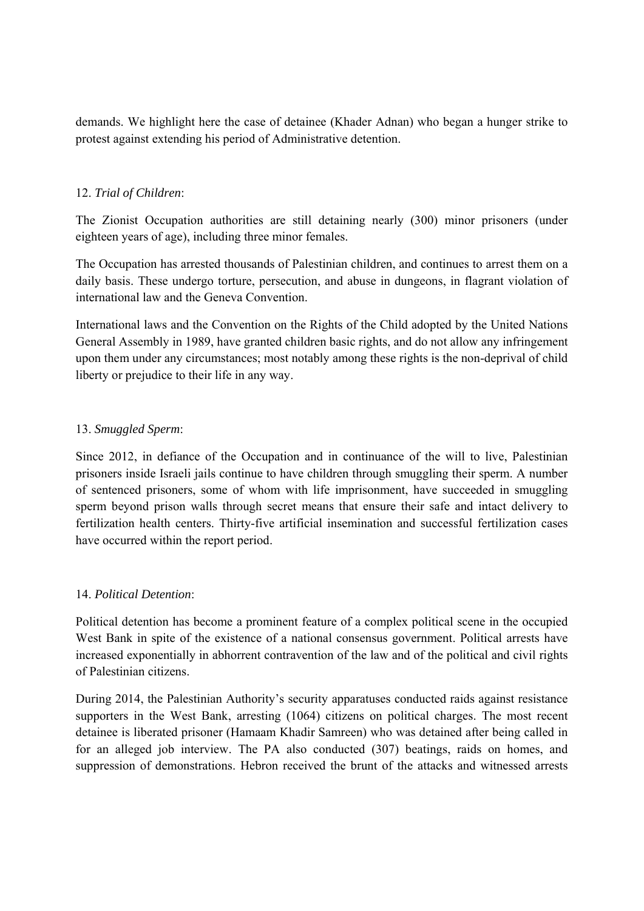demands. We highlight here the case of detainee (Khader Adnan) who began a hunger strike to protest against extending his period of Administrative detention.

12. *Trial of Children*:

The Zionist Occupation authorities are still detaining nearly (300) minor prisoners (under eighteen years of age), including three minor females.

The Occupation has arrested thousands of Palestinian children, and continues to arrest them on a daily basis. These undergo torture, persecution, and abuse in dungeons, in flagrant violation of international law and the Geneva Convention.

International laws and the Convention on the Rights of the Child adopted by the United Nations General Assembly in 1989, have granted children basic rights, and do not allow any infringement upon them under any circumstances; most notably among these rights is the non-deprival of child liberty or prejudice to their life in any way.

13. *Smuggled Sperm*:

Since 2012, in defiance of the Occupation and in continuance of the will to live, Palestinian prisoners inside Israeli jails continue to have children through smuggling their sperm. A number of sentenced prisoners, some of whom with life imprisonment, have succeeded in smuggling sperm beyond prison walls through secret means that ensure their safe and intact delivery to fertilization health centers. Thirty-five artificial insemination and successful fertilization cases have occurred within the report period.

14. *Political Detention*:

Political detention has become a prominent feature of a complex political scene in the occupied West Bank in spite of the existence of a national consensus government. Political arrests have increased exponentially in abhorrent contravention of the law and of the political and civil rights of Palestinian citizens.

During 2014, the Palestinian Authority's security apparatuses conducted raids against resistance supporters in the West Bank, arresting (1064) citizens on political charges. The most recent detainee is liberated prisoner (Hamaam Khadir Samreen) who was detained after being called in for an alleged job interview. The PA also conducted (307) beatings, raids on homes, and suppression of demonstrations. Hebron received the brunt of the attacks and witnessed arrests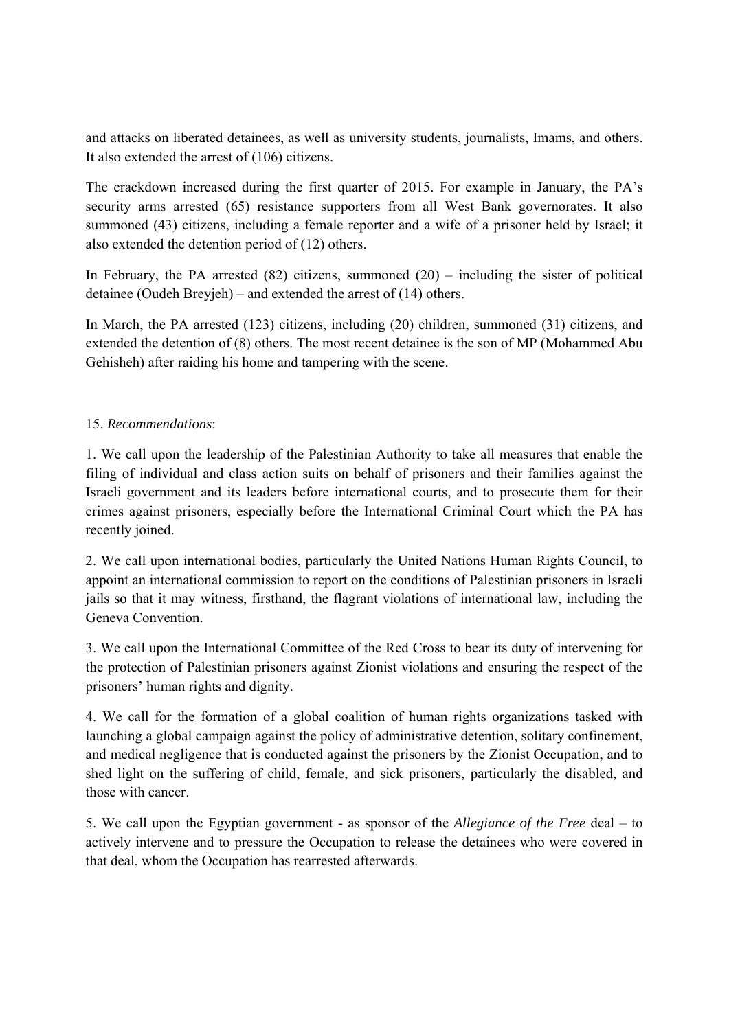and attacks on liberated detainees, as well as university students, journalists, Imams, and others. It also extended the arrest of (106) citizens.

The crackdown increased during the first quarter of 2015. For example in January, the PA's security arms arrested (65) resistance supporters from all West Bank governorates. It also summoned (43) citizens, including a female reporter and a wife of a prisoner held by Israel; it also extended the detention period of (12) others.

In February, the PA arrested (82) citizens, summoned (20) – including the sister of political detainee (Oudeh Breyjeh) – and extended the arrest of (14) others.

In March, the PA arrested (123) citizens, including (20) children, summoned (31) citizens, and extended the detention of (8) others. The most recent detainee is the son of MP (Mohammed Abu Gehisheh) after raiding his home and tampering with the scene.

15. *Recommendations*:

1. We call upon the leadership of the Palestinian Authority to take all measures that enable the filing of individual and class action suits on behalf of prisoners and their families against the Israeli government and its leaders before international courts, and to prosecute them for their crimes against prisoners, especially before the International Criminal Court which the PA has recently joined.

2. We call upon international bodies, particularly the United Nations Human Rights Council, to appoint an international commission to report on the conditions of Palestinian prisoners in Israeli jails so that it may witness, firsthand, the flagrant violations of international law, including the Geneva Convention.

3. We call upon the International Committee of the Red Cross to bear its duty of intervening for the protection of Palestinian prisoners against Zionist violations and ensuring the respect of the prisoners' human rights and dignity.

4. We call for the formation of a global coalition of human rights organizations tasked with launching a global campaign against the policy of administrative detention, solitary confinement, and medical negligence that is conducted against the prisoners by the Zionist Occupation, and to shed light on the suffering of child, female, and sick prisoners, particularly the disabled, and those with cancer.

5. We call upon the Egyptian government - as sponsor of the *Allegiance of the Free* deal – to actively intervene and to pressure the Occupation to release the detainees who were covered in that deal, whom the Occupation has rearrested afterwards.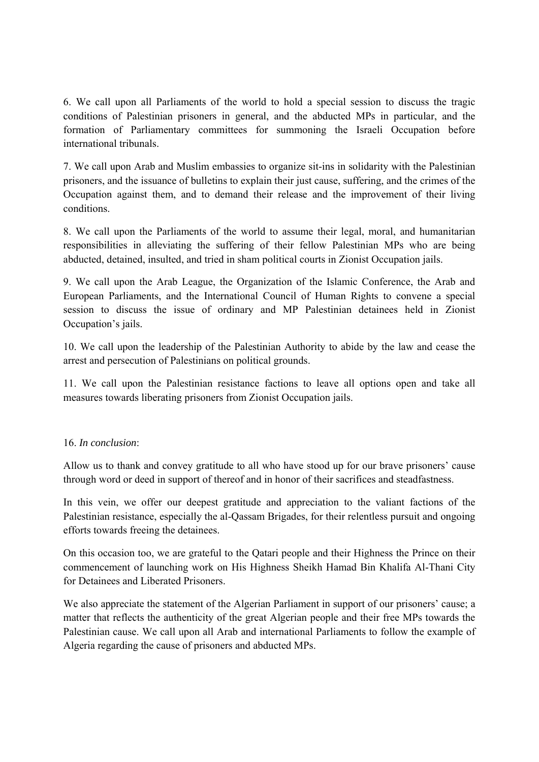6. We call upon all Parliaments of the world to hold a special session to discuss the tragic conditions of Palestinian prisoners in general, and the abducted MPs in particular, and the formation of Parliamentary committees for summoning the Israeli Occupation before international tribunals.

7. We call upon Arab and Muslim embassies to organize sit-ins in solidarity with the Palestinian prisoners, and the issuance of bulletins to explain their just cause, suffering, and the crimes of the Occupation against them, and to demand their release and the improvement of their living conditions.

8. We call upon the Parliaments of the world to assume their legal, moral, and humanitarian responsibilities in alleviating the suffering of their fellow Palestinian MPs who are being abducted, detained, insulted, and tried in sham political courts in Zionist Occupation jails.

9. We call upon the Arab League, the Organization of the Islamic Conference, the Arab and European Parliaments, and the International Council of Human Rights to convene a special session to discuss the issue of ordinary and MP Palestinian detainees held in Zionist Occupation's jails.

10. We call upon the leadership of the Palestinian Authority to abide by the law and cease the arrest and persecution of Palestinians on political grounds.

11. We call upon the Palestinian resistance factions to leave all options open and take all measures towards liberating prisoners from Zionist Occupation jails.

16. *In conclusion*:

Allow us to thank and convey gratitude to all who have stood up for our brave prisoners' cause through word or deed in support of thereof and in honor of their sacrifices and steadfastness.

In this vein, we offer our deepest gratitude and appreciation to the valiant factions of the Palestinian resistance, especially the al-Qassam Brigades, for their relentless pursuit and ongoing efforts towards freeing the detainees.

On this occasion too, we are grateful to the Qatari people and their Highness the Prince on their commencement of launching work on His Highness Sheikh Hamad Bin Khalifa Al-Thani City for Detainees and Liberated Prisoners.

We also appreciate the statement of the Algerian Parliament in support of our prisoners' cause; a matter that reflects the authenticity of the great Algerian people and their free MPs towards the Palestinian cause. We call upon all Arab and international Parliaments to follow the example of Algeria regarding the cause of prisoners and abducted MPs.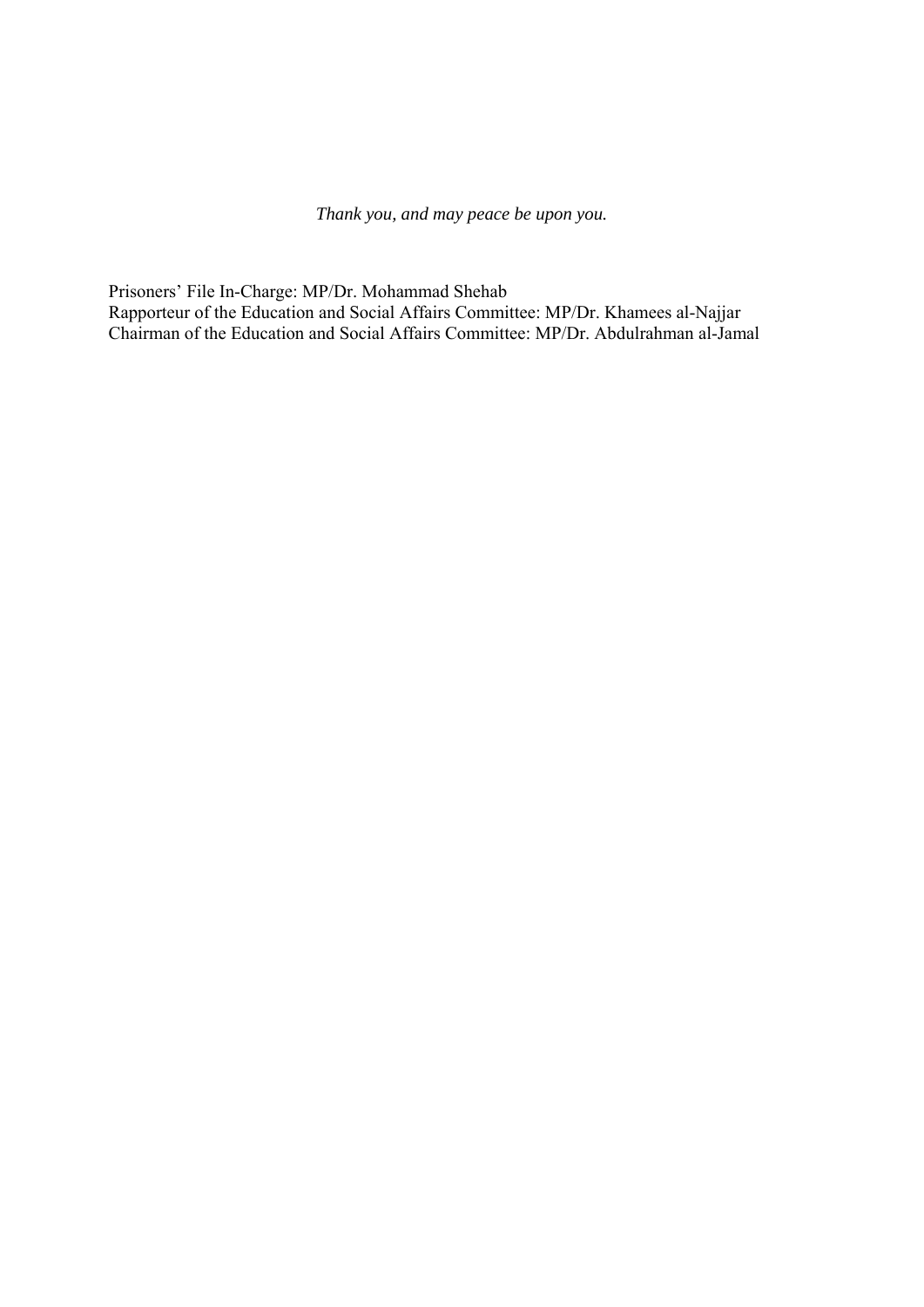*Thank you, and may peace be upon you.*

Prisoners' File In-Charge: MP/Dr. Mohammad Shehab
Rapporteur of the Education and Social Affairs Committee: MP/Dr. Khamees al-Najjar
Chairman of the Education and Social Affairs Committee: MP/Dr. Abdulrahman al-Jamal